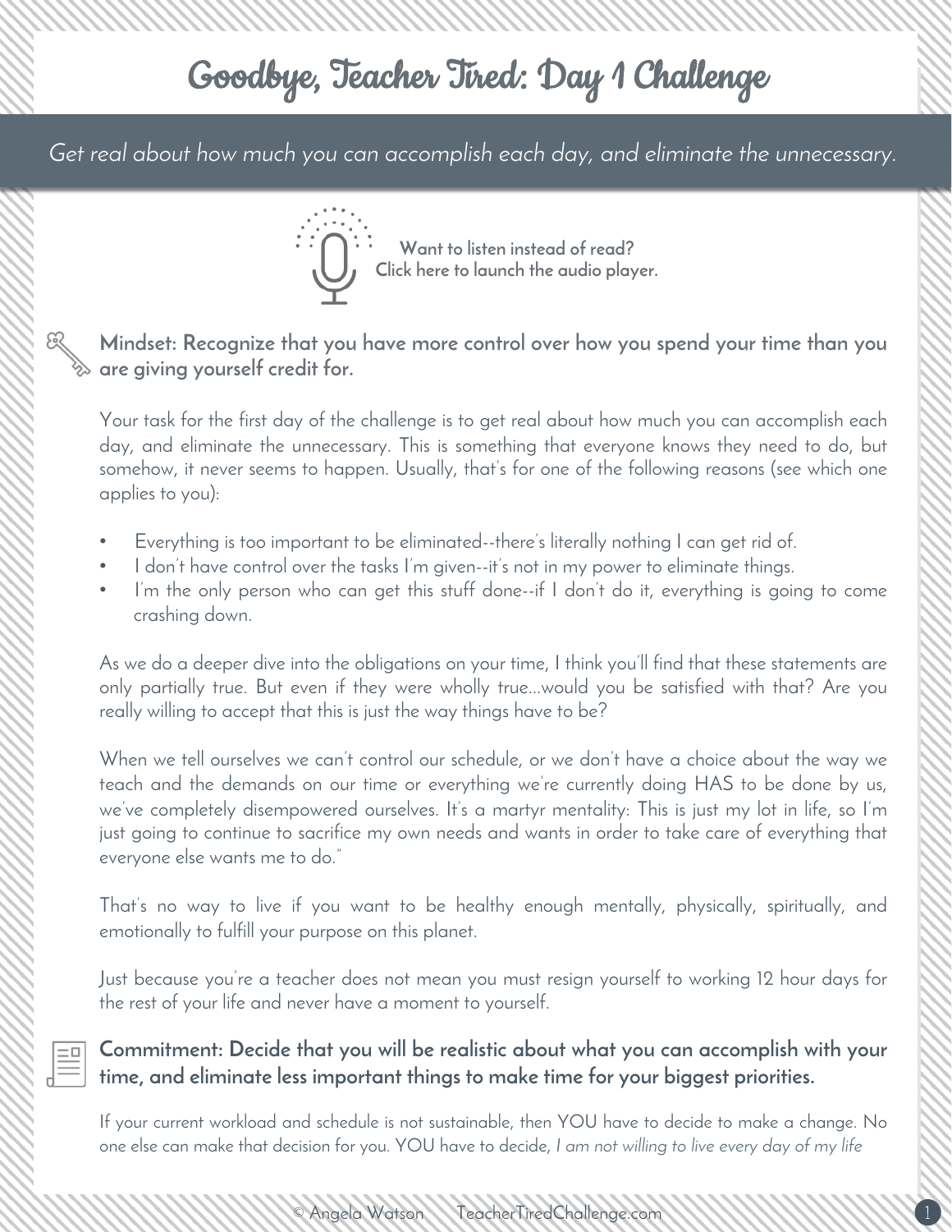# Goodbye, Teacher Tired: Day 1 Challenge

*Get real about how much you can accomplish each day, and eliminate the unnecessary.*

**Want to listen instead of read? Click here to launch the audio player.**

**Mindset: Recognize that you have more control over how you spend your time than you are giving yourself credit for.**

Your task for the first day of the challenge is to get real about how much you can accomplish each day, and eliminate the unnecessary. This is something that everyone knows they need to do, but somehow, it never seems to happen. Usually, that's for one of the following reasons (see which one applies to you):

- Everything is too important to be eliminated--there's literally nothing I can get rid of.
- I don't have control over the tasks I'm given--it's not in my power to eliminate things.
- I'm the only person who can get this stuff done--if I don't do it, everything is going to come crashing down.

As we do a deeper dive into the obligations on your time, I think you'll find that these statements are only partially true. But even if they were wholly true...would you be satisfied with that? Are you really willing to accept that this is just the way things have to be?

When we tell ourselves we can't control our schedule, or we don't have a choice about the way we teach and the demands on our time or everything we're currently doing HAS to be done by us, we've completely disempowered ourselves. It's a martyr mentality: This is just my lot in life, so I'm just going to continue to sacrifice my own needs and wants in order to take care of everything that everyone else wants me to do."

That's no way to live if you want to be healthy enough mentally, physically, spiritually, and emotionally to fulfill your purpose on this planet.

Just because you're a teacher does not mean you must resign yourself to working 12 hour days for the rest of your life and never have a moment to yourself.

**Commitment: Decide that you will be realistic about what you can accomplish with your time, and eliminate less important things to make time for your biggest priorities.**

If your current workload and schedule is not sustainable, then YOU have to decide to make a change. No one else can make that decision for you. YOU have to decide, *I am not willing to live every day of my life*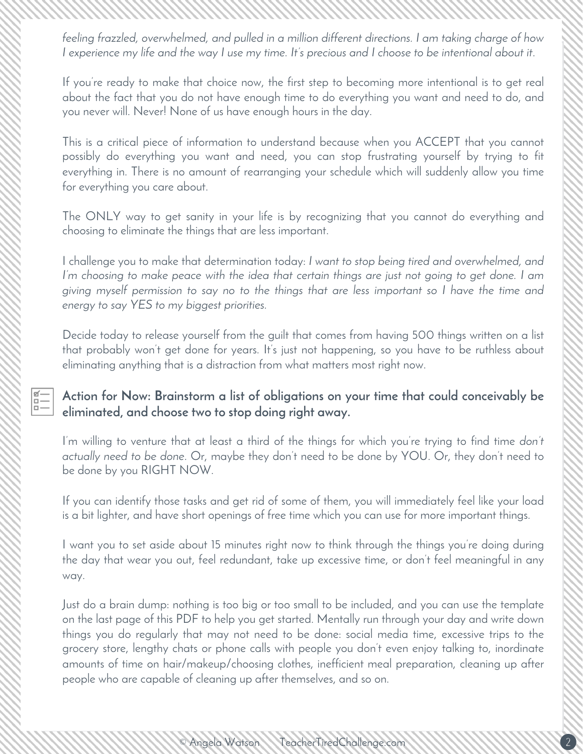*feeling frazzled, overwhelmed, and pulled in a million different directions. I am taking charge of how I experience my life and the way I use my time. It's precious and I choose to be intentional about it.*

If you're ready to make that choice now, the first step to becoming more intentional is to get real about the fact that you do not have enough time to do everything you want and need to do, and you never will. Never! None of us have enough hours in the day.

This is a critical piece of information to understand because when you ACCEPT that you cannot possibly do everything you want and need, you can stop frustrating yourself by trying to fit everything in. There is no amount of rearranging your schedule which will suddenly allow you time for everything you care about.

The ONLY way to get sanity in your life is by recognizing that you cannot do everything and choosing to eliminate the things that are less important.

I challenge you to make that determination today: *I want to stop being tired and overwhelmed, and I'm choosing to make peace with the idea that certain things are just not going to get done. I am giving myself permission to say no to the things that are less important so I have the time and energy to say YES to my biggest priorities.*

Decide today to release yourself from the guilt that comes from having 500 things written on a list that probably won't get done for years. It's just not happening, so you have to be ruthless about eliminating anything that is a distraction from what matters most right now.

**Action for Now: Brainstorm a list of obligations on your time that could conceivably be eliminated, and choose two to stop doing right away.**

I'm willing to venture that at least a third of the things for which you're trying to find time *don't actually need to be done*. Or, maybe they don't need to be done by YOU. Or, they don't need to be done by you RIGHT NOW.

If you can identify those tasks and get rid of some of them, you will immediately feel like your load is a bit lighter, and have short openings of free time which you can use for more important things.

I want you to set aside about 15 minutes right now to think through the things you're doing during the day that wear you out, feel redundant, take up excessive time, or don't feel meaningful in any way.

Just do a brain dump: nothing is too big or too small to be included, and you can use the template on the last page of this PDF to help you get started. Mentally run through your day and write down things you do regularly that may not need to be done: social media time, excessive trips to the grocery store, lengthy chats or phone calls with people you don't even enjoy talking to, inordinate amounts of time on hair/makeup/choosing clothes, inefficient meal preparation, cleaning up after people who are capable of cleaning up after themselves, and so on.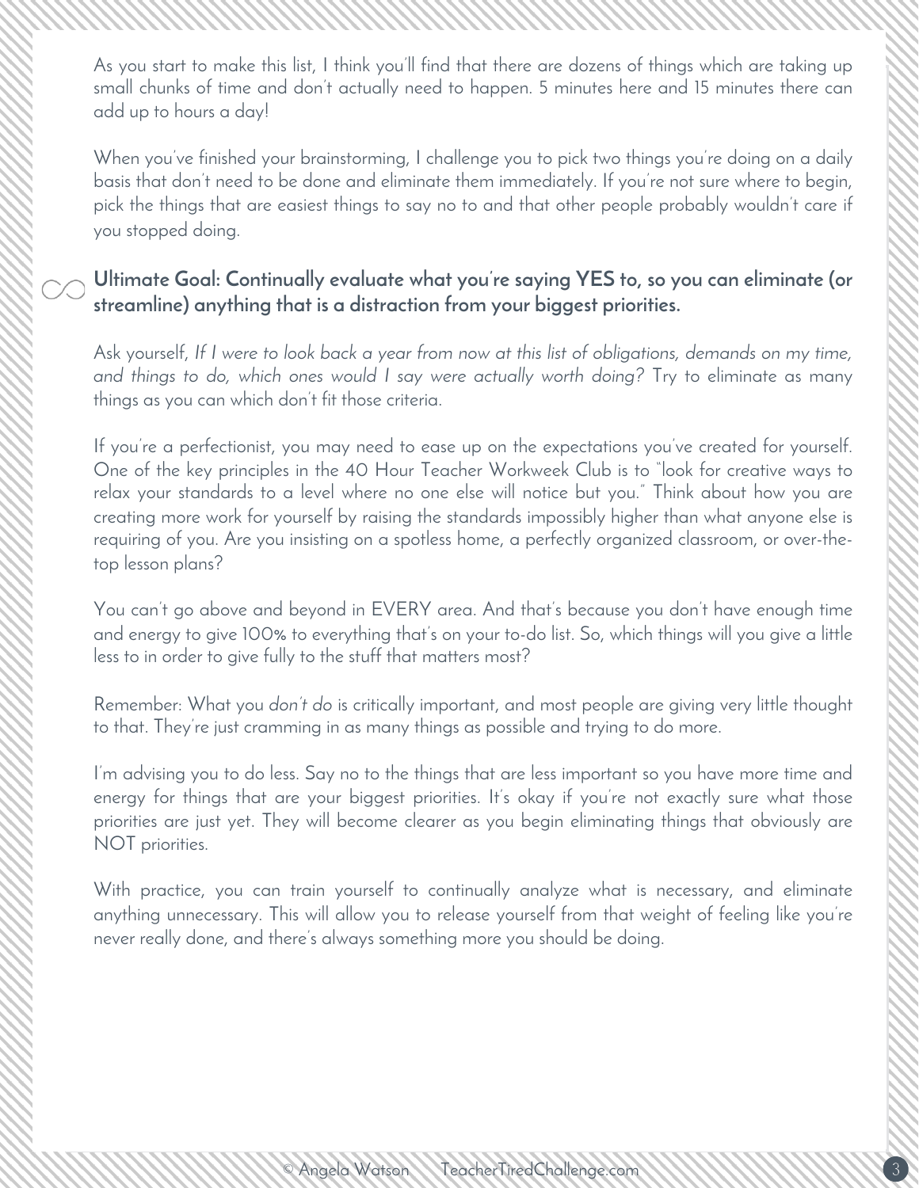As you start to make this list, I think you'll find that there are dozens of things which are taking up small chunks of time and don't actually need to happen. 5 minutes here and 15 minutes there can add up to hours a day!

When you've finished your brainstorming, I challenge you to pick two things you're doing on a daily basis that don't need to be done and eliminate them immediately. If you're not sure where to begin, pick the things that are easiest things to say no to and that other people probably wouldn't care if you stopped doing.

**Ultimate Goal: Continually evaluate what you're saying YES to, so you can eliminate (or streamline) anything that is a distraction from your biggest priorities.**

Ask yourself, *If I were to look back a year from now at this list of obligations, demands on my time, and things to do, which ones would I say were actually worth doing?* Try to eliminate as many things as you can which don't fit those criteria.

If you're a perfectionist, you may need to ease up on the expectations you've created for yourself. One of the key principles in the 40 Hour Teacher Workweek Club is to "look for creative ways to relax your standards to a level where no one else will notice but you." Think about how you are creating more work for yourself by raising the standards impossibly higher than what anyone else is requiring of you. Are you insisting on a spotless home, a perfectly organized classroom, or over-the-top lesson plans?

You can't go above and beyond in EVERY area. And that's because you don't have enough time and energy to give 100% to everything that's on your to-do list. So, which things will you give a little less to in order to give fully to the stuff that matters most?

Remember: What you *don't do* is critically important, and most people are giving very little thought to that. They're just cramming in as many things as possible and trying to do more.

I'm advising you to do less. Say no to the things that are less important so you have more time and energy for things that are your biggest priorities. It's okay if you're not exactly sure what those priorities are just yet. They will become clearer as you begin eliminating things that obviously are NOT priorities.

With practice, you can train yourself to continually analyze what is necessary, and eliminate anything unnecessary. This will allow you to release yourself from that weight of feeling like you're never really done, and there's always something more you should be doing.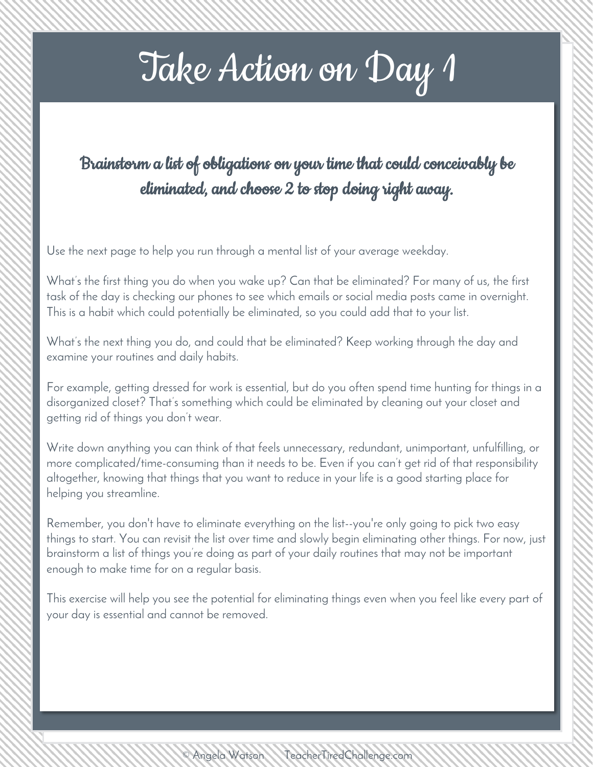# Take Action on Day 1

**Brainstorm a list of obligations on your time that could conceivably be eliminated, and choose 2 to stop doing right away.**

Use the next page to help you run through a mental list of your average weekday.

What's the first thing you do when you wake up? Can that be eliminated? For many of us, the first task of the day is checking our phones to see which emails or social media posts came in overnight. This is a habit which could potentially be eliminated, so you could add that to your list.

What's the next thing you do, and could that be eliminated? Keep working through the day and examine your routines and daily habits.

For example, getting dressed for work is essential, but do you often spend time hunting for things in a disorganized closet? That's something which could be eliminated by cleaning out your closet and getting rid of things you don't wear.

Write down anything you can think of that feels unnecessary, redundant, unimportant, unfulfilling, or more complicated/time-consuming than it needs to be. Even if you can't get rid of that responsibility altogether, knowing that things that you want to reduce in your life is a good starting place for helping you streamline.

Remember, you don't have to eliminate everything on the list--you're only going to pick two easy things to start. You can revisit the list over time and slowly begin eliminating other things. For now, just brainstorm a list of things you're doing as part of your daily routines that may not be important enough to make time for on a regular basis.

This exercise will help you see the potential for eliminating things even when you feel like every part of your day is essential and cannot be removed.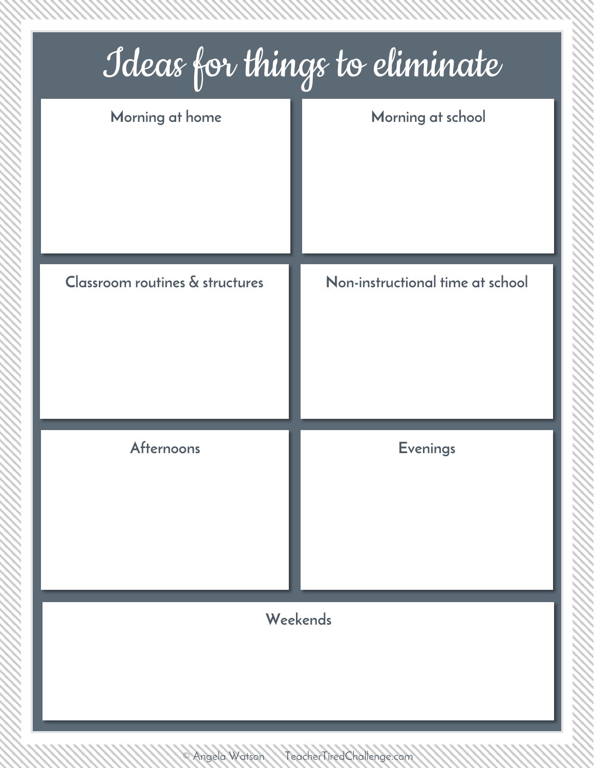# Ideas for things to eliminate

## Morning at home

## Morning at school

## Classroom routines & structures

## Non-instructional time at school

## Afternoons

## Evenings

## Weekends

© Angela Watson TeacherTiredChallenge.com